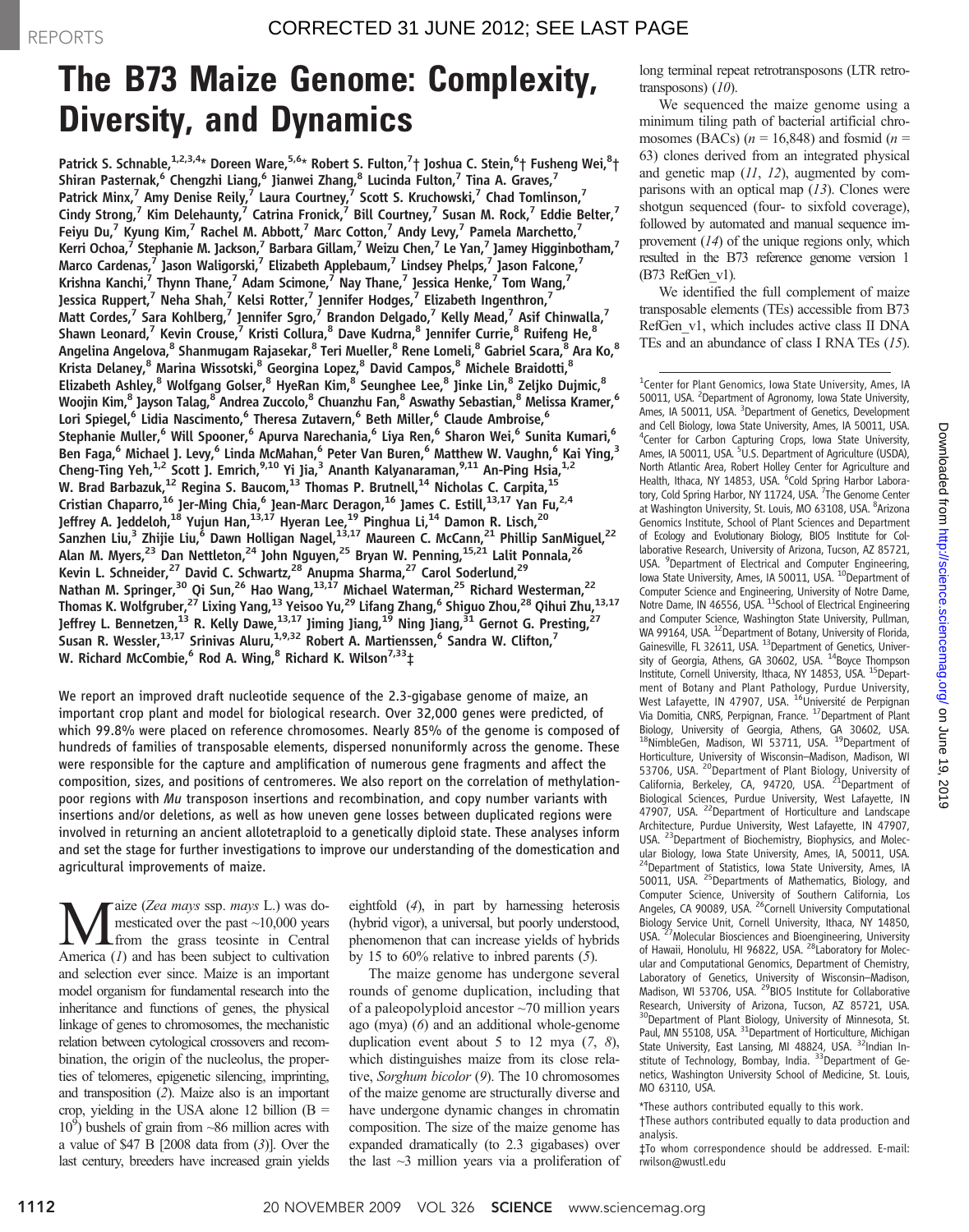CORRECTED 31 JUNE 2012; SEE LAST PAGE

# The B73 Maize Genome: Complexity, Diversity, and Dynamics

Patrick S. Schnable,[1,2,3,4]* Doreen Ware,[5,6]* Robert S. Fulton,[7]† Joshua C. Stein,[6]† Fusheng Wei,[8]† Shiran Pasternak,[6] Chengzhi Liang,[6] Jianwei Zhang,[8] Lucinda Fulton,[7] Tina A. Graves,[7] Patrick Minx,[7] Amy Denise Reily,[7] Laura Courtney,[7] Scott S. Kruchowski,[7] Chad Tomlinson,[7] Cindy Strong,[7] Kim Delehaunty,[7] Catrina Fronick,[7] Bill Courtney,[7] Susan M. Rock,[7] Eddie Belter,[7] Feiyu Du,[7] Kyung Kim,[7] Rachel M. Abbott,[7] Marc Cotton,[7] Andy Levy,[7] Pamela Marchetto,[7] Kerri Ochoa,[7] Stephanie M. Jackson,[7] Barbara Gillam,[7] Weizu Chen,[7] Le Yan,[7] Jamey Higginbotham,[7] Marco Cardenas,[7] Jason Waligorski,[7] Elizabeth Applebaum,[7] Lindsey Phelps,[7] Jason Falcone,[7] Krishna Kanchi,[7] Thynn Thane,[7] Adam Scimone,[7] Nay Thane,[7] Jessica Henke,[7] Tom Wang,[7] Jessica Ruppert,[7] Neha Shah,[7] Kelsi Rotter,[7] Jennifer Hodges,[7] Elizabeth Ingenthron,[7] Matt Cordes,[7] Sara Kohlberg,[7] Jennifer Sgro,[7] Brandon Delgado,[7] Kelly Mead,[7] Asif Chinwalla,[7] Shawn Leonard,[7] Kevin Crouse,[7] Kristi Collura,[8] Dave Kudrna,[8] Jennifer Currie,[8] Ruifeng He,[8] Angelina Angelova,[8] Shanmugam Rajasekar,[8] Teri Mueller,[8] Rene Lomeli,[8] Gabriel Scara,[8] Ara Ko,[8] Krista Delaney,[8] Marina Wissotski,[8] Georgina Lopez,[8] David Campos,[8] Michele Braidotti,[8] Elizabeth Ashley,[8] Wolfgang Golser,[8] HyeRan Kim,[8] Seunghee Lee,[8] Jinke Lin,[8] Zeljko Dujmic,[8] Woojin Kim,[8] Jayson Talag,[8] Andrea Zuccolo,[8] Chuanzhu Fan,[8] Aswathy Sebastian,[8] Melissa Kramer,[6] Lori Spiegel,[6] Lidia Nascimento,[6] Theresa Zutavern,[6] Beth Miller,[6] Claude Ambroise,[6] Stephanie Muller,[6] Will Spooner,[6] Apurva Narechania,[6] Liya Ren,[6] Sharon Wei,[6] Sunita Kumari,[6] Ben Faga,[6] Michael J. Levy,[6] Linda McMahan,[6] Peter Van Buren,[6] Matthew W. Vaughn,[6] Kai Ying,[3] Cheng-Ting Yeh,[1,2] Scott J. Emrich,[9,10] Yi Jia,[3] Ananth Kalyanaraman,[9,11] An-Ping Hsia,[1,2] W. Brad Barbazuk,[12] Regina S. Baucom,[13] Thomas P. Brutnell,[14] Nicholas C. Carpita,[15] Cristian Chaparro,[16] Jer-Ming Chia,[6] Jean-Marc Deragon,[16] James C. Estill,[13,17] Yan Fu,[2,4] Jeffrey A. Jeddeloh,[18] Yujun Han,[13,17] Hyeran Lee,[19] Pinghua Li,[14] Damon R. Lisch,[20] Sanzhen Liu,[3] Zhijie Liu,[6] Dawn Holligan Nagel,[13,17] Maureen C. McCann,[21] Phillip SanMiguel,[22] Alan M. Myers,[23] Dan Nettleton,[24] John Nguyen,[25] Bryan W. Penning,[15,21] Lalit Ponnala,[26] Kevin L. Schneider,[27] David C. Schwartz,[28] Anupma Sharma,[27] Carol Soderlund,[29] Nathan M. Springer,[30] Qi Sun,[26] Hao Wang,[13,17] Michael Waterman,[25] Richard Westerman,[22] Thomas K. Wolfgruber,[27] Lixing Yang,[13] Yeisoo Yu,[29] Lifang Zhang,[6] Shiguo Zhou,[28] Qihui Zhu,[13,17] Jeffrey L. Bennetzen,[13] R. Kelly Dawe,[13,17] Jiming Jiang,[19] Ning Jiang,[31] Gernot G. Presting,[27] Susan R. Wessler,[13,17] Srinivas Aluru,[1,9,32] Robert A. Martienssen,[6] Sandra W. Clifton,[7] W. Richard McCombie,[6] Rod A. Wing,[8] Richard K. Wilson[7,33]‡

We report an improved draft nucleotide sequence of the 2.3-gigabase genome of maize, an important crop plant and model for biological research. Over 32,000 genes were predicted, of which 99.8% were placed on reference chromosomes. Nearly 85% of the genome is composed of hundreds of families of transposable elements, dispersed nonuniformly across the genome. These were responsible for the capture and amplification of numerous gene fragments and affect the composition, sizes, and positions of centromeres. We also report on the correlation of methylation-poor regions with *Mu* transposon insertions and recombination, and copy number variants with insertions and/or deletions, as well as how uneven gene losses between duplicated regions were involved in returning an ancient allotetraploid to a genetically diploid state. These analyses inform and set the stage for further investigations to improve our understanding of the domestication and agricultural improvements of maize.

Maize (*Zea mays* ssp. *mays* L.) was domesticated over the past ~10,000 years from the grass teosinte in Central America (*1*) and has been subject to cultivation and selection ever since. Maize is an important model organism for fundamental research into the inheritance and functions of genes, the physical linkage of genes to chromosomes, the mechanistic relation between cytological crossovers and recombination, the origin of the nucleolus, the properties of telomeres, epigenetic silencing, imprinting, and transposition (*2*). Maize also is an important crop, yielding in the USA alone 12 billion (B = $10^9$) bushels of grain from ~86 million acres with a value of $47 B [2008 data from (*3*)]. Over the last century, breeders have increased grain yields eightfold (*4*), in part by harnessing heterosis (hybrid vigor), a universal, but poorly understood, phenomenon that can increase yields of hybrids by 15 to 60% relative to inbred parents (*5*).

The maize genome has undergone several rounds of genome duplication, including that of a paleopolyploid ancestor ~70 million years ago (mya) (*6*) and an additional whole-genome duplication event about 5 to 12 mya (*7*, *8*), which distinguishes maize from its close relative, *Sorghum bicolor* (*9*). The 10 chromosomes of the maize genome are structurally diverse and have undergone dynamic changes in chromatin composition. The size of the maize genome has expanded dramatically (to 2.3 gigabases) over the last ~3 million years via a proliferation of long terminal repeat retrotransposons (LTR retrotransposons) (*10*).

We sequenced the maize genome using a minimum tiling path of bacterial artificial chromosomes (BACs) ($n$ = 16,848) and fosmid ($n$ = 63) clones derived from an integrated physical and genetic map (*11*, *12*), augmented by comparisons with an optical map (*13*). Clones were shotgun sequenced (four- to sixfold coverage), followed by automated and manual sequence improvement (*14*) of the unique regions only, which resulted in the B73 reference genome version 1 (B73 RefGen_v1).

We identified the full complement of maize transposable elements (TEs) accessible from B73 RefGen_v1, which includes active class II DNA TEs and an abundance of class I RNA TEs (*15*).

[1]Center for Plant Genomics, Iowa State University, Ames, IA 50011, USA. [2]Department of Agronomy, Iowa State University, Ames, IA 50011, USA. [3]Department of Genetics, Development and Cell Biology, Iowa State University, Ames, IA 50011, USA. [4]Center for Carbon Capturing Crops, Iowa State University, Ames, IA 50011, USA. [5]U.S. Department of Agriculture (USDA), North Atlantic Area, Robert Holley Center for Agriculture and Health, Ithaca, NY 14853, USA. [6]Cold Spring Harbor Laboratory, Cold Spring Harbor, NY 11724, USA. [7]The Genome Center at Washington University, St. Louis, MO 63108, USA. [8]Arizona Genomics Institute, School of Plant Sciences and Department of Ecology and Evolutionary Biology, BIO5 Institute for Collaborative Research, University of Arizona, Tucson, AZ 85721, USA. [9]Department of Electrical and Computer Engineering, Iowa State University, Ames, IA 50011, USA. [10]Department of Computer Science and Engineering, University of Notre Dame, Notre Dame, IN 46556, USA. [11]School of Electrical Engineering and Computer Science, Washington State University, Pullman, WA 99164, USA. [12]Department of Botany, University of Florida, Gainesville, FL 32611, USA. [13]Department of Genetics, University of Georgia, Athens, GA 30602, USA. [14]Boyce Thompson Institute, Cornell University, Ithaca, NY 14853, USA. [15]Department of Botany and Plant Pathology, Purdue University, West Lafayette, IN 47907, USA. [16]Université de Perpignan Via Domitia, CNRS, Perpignan, France. [17]Department of Plant Biology, University of Georgia, Athens, GA 30602, USA. [18]NimbleGen, Madison, WI 53711, USA. [19]Department of Horticulture, University of Wisconsin–Madison, Madison, WI 53706, USA. [20]Department of Plant Biology, University of California, Berkeley, CA, 94720, USA. [21]Department of Biological Sciences, Purdue University, West Lafayette, IN 47907, USA. [22]Department of Horticulture and Landscape Architecture, Purdue University, West Lafayette, IN 47907, USA. [23]Department of Biochemistry, Biophysics, and Molecular Biology, Iowa State University, Ames, IA, 50011, USA. [24]Department of Statistics, Iowa State University, Ames, IA 50011, USA. [25]Departments of Mathematics, Biology, and Computer Science, University of Southern California, Los Angeles, CA 90089, USA. [26]Cornell University Computational Biology Service Unit, Cornell University, Ithaca, NY 14850, USA. [27]Molecular Biosciences and Bioengineering, University of Hawaii, Honolulu, HI 96822, USA. [28]Laboratory for Molecular and Computational Genomics, Department of Chemistry, Laboratory of Genetics, University of Wisconsin–Madison, Madison, WI 53706, USA. [29]BIO5 Institute for Collaborative Research, University of Arizona, Tucson, AZ 85721, USA. [30]Department of Plant Biology, University of Minnesota, St. Paul, MN 55108, USA. [31]Department of Horticulture, Michigan State University, East Lansing, MI 48824, USA. [32]Indian Institute of Technology, Bombay, India. [33]Department of Genetics, Washington University School of Medicine, St. Louis, MO 63110, USA.

*These authors contributed equally to this work.

†These authors contributed equally to data production and analysis.

‡To whom correspondence should be addressed. E-mail: rwilson@wustl.edu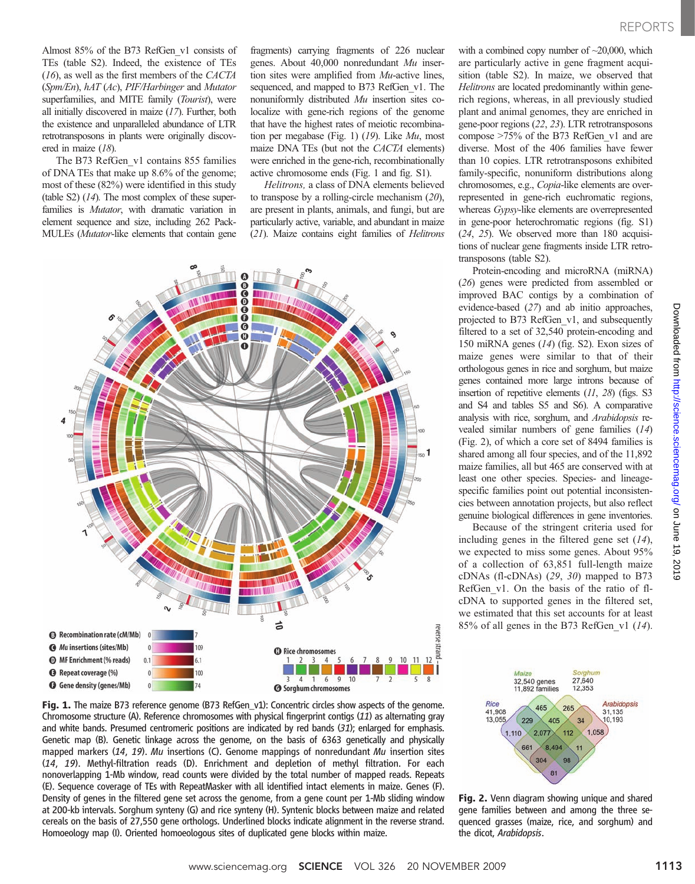Almost 85% of the B73 RefGen_v1 consists of TEs (table S2). Indeed, the existence of TEs (*16*), as well as the first members of the *CACTA* (*Spm/En*), *hAT* (*Ac*), *PIF/Harbinger* and *Mutator* superfamilies, and MITE family (*Tourist*), were all initially discovered in maize (*17*). Further, both the existence and unparalleled abundance of LTR retrotransposons in plants were originally discovered in maize (*18*).

The B73 RefGen_v1 contains 855 families of DNA TEs that make up 8.6% of the genome; most of these (82%) were identified in this study (table S2) (*14*). The most complex of these superfamilies is *Mutator*, with dramatic variation in element sequence and size, including 262 Pack-MULEs (*Mutator*-like elements that contain gene fragments) carrying fragments of 226 nuclear genes. About 40,000 nonredundant *Mu* insertion sites were amplified from *Mu*-active lines, sequenced, and mapped to B73 RefGen_v1. The nonuniformly distributed *Mu* insertion sites colocalize with gene-rich regions of the genome that have the highest rates of meiotic recombination per megabase (Fig. 1) (*19*). Like *Mu*, most maize DNA TEs (but not the *CACTA* elements) were enriched in the gene-rich, recombinationally active chromosome ends (Fig. 1 and fig. S1).

*Helitrons,* a class of DNA elements believed to transpose by a rolling-circle mechanism (*20*), are present in plants, animals, and fungi, but are particularly active, variable, and abundant in maize (*21*). Maize contains eight families of *Helitrons* with a combined copy number of ~20,000, which are particularly active in gene fragment acquisition (table S2). In maize, we observed that *Helitrons* are located predominantly within gene-rich regions, whereas, in all previously studied plant and animal genomes, they are enriched in gene-poor regions (*22*, *23*). LTR retrotransposons compose >75% of the B73 RefGen_v1 and are diverse. Most of the 406 families have fewer than 10 copies. LTR retrotransposons exhibited family-specific, nonuniform distributions along chromosomes, e.g., *Copia*-like elements are overrepresented in gene-rich euchromatic regions, whereas *Gypsy*-like elements are overrepresented in gene-poor heterochromatic regions (fig. S1) (*24*, *25*). We observed more than 180 acquisitions of nuclear gene fragments inside LTR retrotransposons (table S2).

Protein-encoding and microRNA (miRNA) (*26*) genes were predicted from assembled or improved BAC contigs by a combination of evidence-based (*27*) and ab initio approaches, projected to B73 RefGen_v1, and subsequently filtered to a set of 32,540 protein-encoding and 150 miRNA genes (*14*) (fig. S2). Exon sizes of maize genes were similar to that of their orthologous genes in rice and sorghum, but maize genes contained more large introns because of insertion of repetitive elements (*11*, *28*) (figs. S3 and S4 and tables S5 and S6). A comparative analysis with rice, sorghum, and *Arabidopsis* revealed similar numbers of gene families (*14*) (Fig. 2), of which a core set of 8494 families is shared among all four species, and of the 11,892 maize families, all but 465 are conserved with at least one other species. Species- and lineage-specific families point out potential inconsistencies between annotation projects, but also reflect genuine biological differences in gene inventories.

Because of the stringent criteria used for including genes in the filtered gene set (*14*), we expected to miss some genes. About 95% of a collection of 63,851 full-length maize cDNAs (fl-cDNAs) (*29*, *30*) mapped to B73 RefGen_v1. On the basis of the ratio of fl-cDNA to supported genes in the filtered set, we estimated that this set accounts for at least 85% of all genes in the B73 RefGen_v1 (*14*).

**Fig. 1.** The maize B73 reference genome (B73 RefGen_v1): Concentric circles show aspects of the genome. Chromosome structure (A). Reference chromosomes with physical fingerprint contigs (*11*) as alternating gray and white bands. Presumed centromeric positions are indicated by red bands (*31*); enlarged for emphasis. Genetic map (B). Genetic linkage across the genome, on the basis of 6363 genetically and physically mapped markers (*14*, *19*). *Mu* insertions (C). Genome mappings of nonredundant *Mu* insertion sites (*14*, *19*). Methyl-filtration reads (D). Enrichment and depletion of methyl filtration. For each nonoverlapping 1-Mb window, read counts were divided by the total number of mapped reads. Repeats (E). Sequence coverage of TEs with RepeatMasker with all identified intact elements in maize. Genes (F). Density of genes in the filtered gene set across the genome, from a gene count per 1-Mb sliding window at 200-kb intervals. Sorghum synteny (G) and rice synteny (H). Syntenic blocks between maize and related cereals on the basis of 27,550 gene orthologs. Underlined blocks indicate alignment in the reverse strand. Homoeology map (I). Oriented homoeologous sites of duplicated gene blocks within maize.

**Fig. 2.** Venn diagram showing unique and shared gene families between and among the three sequenced grasses (maize, rice, and sorghum) and the dicot, *Arabidopsis*.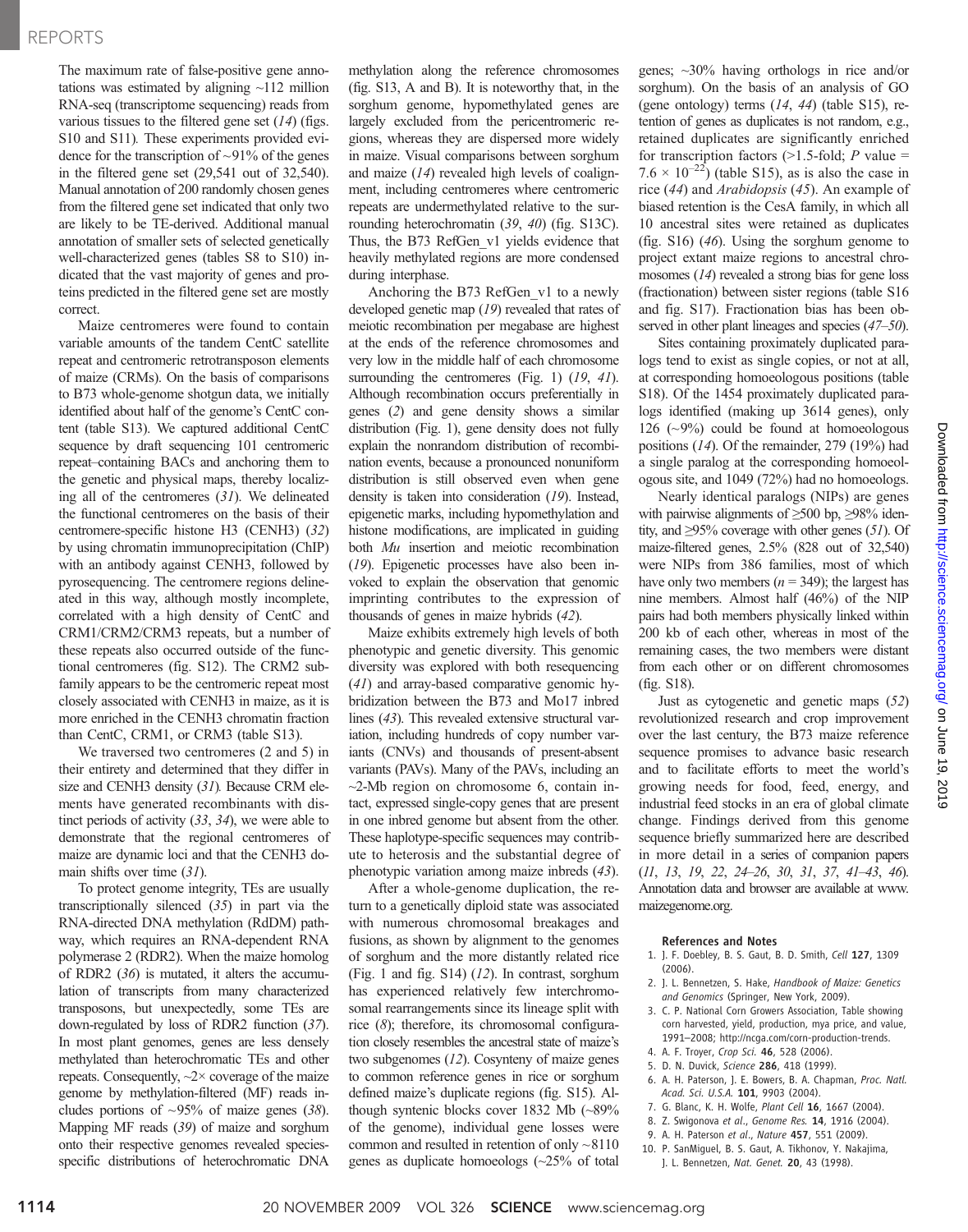The maximum rate of false-positive gene annotations was estimated by aligning ~112 million RNA-seq (transcriptome sequencing) reads from various tissues to the filtered gene set (*14*) (figs. S10 and S11). These experiments provided evidence for the transcription of ~91% of the genes in the filtered gene set (29,541 out of 32,540). Manual annotation of 200 randomly chosen genes from the filtered gene set indicated that only two are likely to be TE-derived. Additional manual annotation of smaller sets of selected genetically well-characterized genes (tables S8 to S10) indicated that the vast majority of genes and proteins predicted in the filtered gene set are mostly correct.

Maize centromeres were found to contain variable amounts of the tandem CentC satellite repeat and centromeric retrotransposon elements of maize (CRMs). On the basis of comparisons to B73 whole-genome shotgun data, we initially identified about half of the genome's CentC content (table S13). We captured additional CentC sequence by draft sequencing 101 centromeric repeat–containing BACs and anchoring them to the genetic and physical maps, thereby localizing all of the centromeres (*31*). We delineated the functional centromeres on the basis of their centromere-specific histone H3 (CENH3) (*32*) by using chromatin immunoprecipitation (ChIP) with an antibody against CENH3, followed by pyrosequencing. The centromere regions delineated in this way, although mostly incomplete, correlated with a high density of CentC and CRM1/CRM2/CRM3 repeats, but a number of these repeats also occurred outside of the functional centromeres (fig. S12). The CRM2 subfamily appears to be the centromeric repeat most closely associated with CENH3 in maize, as it is more enriched in the CENH3 chromatin fraction than CentC, CRM1, or CRM3 (table S13).

We traversed two centromeres (2 and 5) in their entirety and determined that they differ in size and CENH3 density (*31*). Because CRM elements have generated recombinants with distinct periods of activity (*33*, *34*), we were able to demonstrate that the regional centromeres of maize are dynamic loci and that the CENH3 domain shifts over time (*31*).

To protect genome integrity, TEs are usually transcriptionally silenced (*35*) in part via the RNA-directed DNA methylation (RdDM) pathway, which requires an RNA-dependent RNA polymerase 2 (RDR2). When the maize homolog of RDR2 (*36*) is mutated, it alters the accumulation of transcripts from many characterized transposons, but unexpectedly, some TEs are down-regulated by loss of RDR2 function (*37*). In most plant genomes, genes are less densely methylated than heterochromatic TEs and other repeats. Consequently, ~2× coverage of the maize genome by methylation-filtered (MF) reads includes portions of ~95% of maize genes (*38*). Mapping MF reads (*39*) of maize and sorghum onto their respective genomes revealed species-specific distributions of heterochromatic DNA methylation along the reference chromosomes (fig. S13, A and B). It is noteworthy that, in the sorghum genome, hypomethylated genes are largely excluded from the pericentromeric regions, whereas they are dispersed more widely in maize. Visual comparisons between sorghum and maize (*14*) revealed high levels of coalignment, including centromeres where centromeric repeats are undermethylated relative to the surrounding heterochromatin (*39*, *40*) (fig. S13C). Thus, the B73 RefGen_v1 yields evidence that heavily methylated regions are more condensed during interphase.

Anchoring the B73 RefGen_v1 to a newly developed genetic map (*19*) revealed that rates of meiotic recombination per megabase are highest at the ends of the reference chromosomes and very low in the middle half of each chromosome surrounding the centromeres (Fig. 1) (*19*, *41*). Although recombination occurs preferentially in genes (*2*) and gene density shows a similar distribution (Fig. 1), gene density does not fully explain the nonrandom distribution of recombination events, because a pronounced nonuniform distribution is still observed even when gene density is taken into consideration (*19*). Instead, epigenetic marks, including hypomethylation and histone modifications, are implicated in guiding both *Mu* insertion and meiotic recombination (*19*). Epigenetic processes have also been invoked to explain the observation that genomic imprinting contributes to the expression of thousands of genes in maize hybrids (*42*).

Maize exhibits extremely high levels of both phenotypic and genetic diversity. This genomic diversity was explored with both resequencing (*41*) and array-based comparative genomic hybridization between the B73 and Mo17 inbred lines (*43*). This revealed extensive structural variation, including hundreds of copy number variants (CNVs) and thousands of present-absent variants (PAVs). Many of the PAVs, including an ~2-Mb region on chromosome 6, contain intact, expressed single-copy genes that are present in one inbred genome but absent from the other. These haplotype-specific sequences may contribute to heterosis and the substantial degree of phenotypic variation among maize inbreds (*43*).

After a whole-genome duplication, the return to a genetically diploid state was associated with numerous chromosomal breakages and fusions, as shown by alignment to the genomes of sorghum and the more distantly related rice (Fig. 1 and fig. S14) (*12*). In contrast, sorghum has experienced relatively few interchromosomal rearrangements since its lineage split with rice (*8*); therefore, its chromosomal configuration closely resembles the ancestral state of maize's two subgenomes (*12*). Cosynteny of maize genes to common reference genes in rice or sorghum defined maize's duplicate regions (fig. S15). Although syntenic blocks cover 1832 Mb (~89% of the genome), individual gene losses were common and resulted in retention of only ~8110 genes as duplicate homoeologs (~25% of total genes; ~30% having orthologs in rice and/or sorghum). On the basis of an analysis of GO (gene ontology) terms (*14*, *44*) (table S15), retention of genes as duplicates is not random, e.g., retained duplicates are significantly enriched for transcription factors (>1.5-fold; $P$ value = $7.6 \times 10^{-22}$) (table S15), as is also the case in rice (*44*) and *Arabidopsis* (*45*). An example of biased retention is the CesA family, in which all 10 ancestral sites were retained as duplicates (fig. S16) (*46*). Using the sorghum genome to project extant maize regions to ancestral chromosomes (*14*) revealed a strong bias for gene loss (fractionation) between sister regions (table S16 and fig. S17). Fractionation bias has been observed in other plant lineages and species (*47*–*50*).

Sites containing proximately duplicated paralogs tend to exist as single copies, or not at all, at corresponding homoeologous positions (table S18). Of the 1454 proximately duplicated paralogs identified (making up 3614 genes), only 126 (~9%) could be found at homoeologous positions (*14*). Of the remainder, 279 (19%) had a single paralog at the corresponding homoeologous site, and 1049 (72%) had no homoeologs.

Nearly identical paralogs (NIPs) are genes with pairwise alignments of ≥500 bp, ≥98% identity, and ≥95% coverage with other genes (*51*). Of maize-filtered genes, 2.5% (828 out of 32,540) were NIPs from 386 families, most of which have only two members ($n$ = 349); the largest has nine members. Almost half (46%) of the NIP pairs had both members physically linked within 200 kb of each other, whereas in most of the remaining cases, the two members were distant from each other or on different chromosomes (fig. S18).

Just as cytogenetic and genetic maps (*52*) revolutionized research and crop improvement over the last century, the B73 maize reference sequence promises to advance basic research and to facilitate efforts to meet the world's growing needs for food, energy, and industrial feed stocks in an era of global climate change. Findings derived from this genome sequence briefly summarized here are described in more detail in a series of companion papers (*11*, *13*, *19*, *22*, *24*–*26*, *30*, *31*, *37*, *41*–*43*, *46*). Annotation data and browser are available at www.maizegenome.org.

## References and Notes

1. J. F. Doebley, B. S. Gaut, B. D. Smith, *Cell* **127**, 1309 (2006).
2. J. L. Bennetzen, S. Hake, *Handbook of Maize: Genetics and Genomics* (Springer, New York, 2009).
3. C. P. National Corn Growers Association, Table showing corn harvested, yield, production, mya price, and value, 1991–2008; http://ncga.com/corn-production-trends.
4. A. F. Troyer, *Crop Sci.* **46**, 528 (2006).
5. D. N. Duvick, *Science* **286**, 418 (1999).
6. A. H. Paterson, J. E. Bowers, B. A. Chapman, *Proc. Natl. Acad. Sci. U.S.A.* **101**, 9903 (2004).
7. G. Blanc, K. H. Wolfe, *Plant Cell* **16**, 1667 (2004).
8. Z. Swigonova *et al.*, *Genome Res.* **14**, 1916 (2004).
9. A. H. Paterson *et al.*, *Nature* **457**, 551 (2009).
10. P. SanMiguel, B. S. Gaut, A. Tikhonov, Y. Nakajima, J. L. Bennetzen, *Nat. Genet.* **20**, 43 (1998).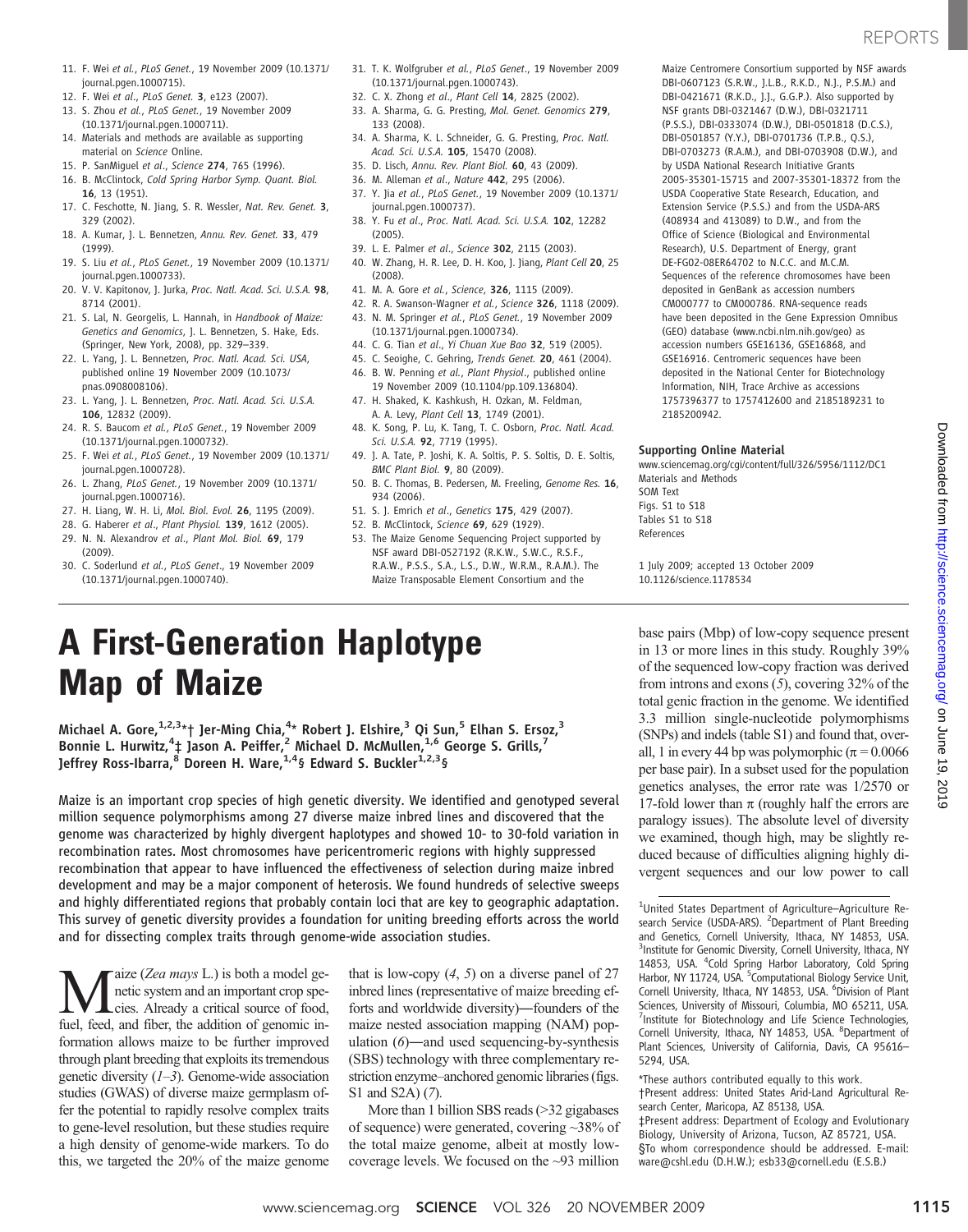11. F. Wei *et al.*, *PLoS Genet.*, 19 November 2009 (10.1371/journal.pgen.1000715).
12. F. Wei *et al.*, *PLoS Genet.* **3**, e123 (2007).
13. S. Zhou *et al.*, *PLoS Genet.*, 19 November 2009 (10.1371/journal.pgen.1000711).
14. Materials and methods are available as supporting material on *Science* Online.
15. P. SanMiguel *et al.*, *Science* **274**, 765 (1996).
16. B. McClintock, *Cold Spring Harbor Symp. Quant. Biol.* **16**, 13 (1951).
17. C. Feschotte, N. Jiang, S. R. Wessler, *Nat. Rev. Genet.* **3**, 329 (2002).
18. A. Kumar, J. L. Bennetzen, *Annu. Rev. Genet.* **33**, 479 (1999).
19. S. Liu *et al.*, *PLoS Genet.*, 19 November 2009 (10.1371/journal.pgen.1000733).
20. V. V. Kapitonov, J. Jurka, *Proc. Natl. Acad. Sci. U.S.A.* **98**, 8714 (2001).
21. S. Lal, N. Georgelis, L. Hannah, in *Handbook of Maize: Genetics and Genomics*, J. L. Bennetzen, S. Hake, Eds. (Springer, New York, 2008), pp. 329–339.
22. L. Yang, J. L. Bennetzen, *Proc. Natl. Acad. Sci. USA*, published online 19 November 2009 (10.1073/pnas.0908008106).
23. L. Yang, J. L. Bennetzen, *Proc. Natl. Acad. Sci. U.S.A.* **106**, 12832 (2009).
24. R. S. Baucom *et al.*, *PLoS Genet.*, 19 November 2009 (10.1371/journal.pgen.1000732).
25. F. Wei *et al.*, *PLoS Genet.*, 19 November 2009 (10.1371/journal.pgen.1000728).
26. L. Zhang, *PLoS Genet.*, 19 November 2009 (10.1371/journal.pgen.1000716).
27. H. Liang, W. H. Li, *Mol. Biol. Evol.* **26**, 1195 (2009).
28. G. Haberer *et al.*, *Plant Physiol.* **139**, 1612 (2005).
29. N. N. Alexandrov *et al.*, *Plant Mol. Biol.* **69**, 179 (2009).
30. C. Soderlund *et al.*, *PLoS Genet.*, 19 November 2009 (10.1371/journal.pgen.1000740).
31. T. K. Wolfgruber *et al.*, *PLoS Genet.*, 19 November 2009 (10.1371/journal.pgen.1000743).
32. C. X. Zhong *et al.*, *Plant Cell* **14**, 2825 (2002).
33. A. Sharma, G. G. Presting, *Mol. Genet. Genomics* **279**, 133 (2008).
34. A. Sharma, K. L. Schneider, G. G. Presting, *Proc. Natl. Acad. Sci. U.S.A.* **105**, 15470 (2008).
35. D. Lisch, *Annu. Rev. Plant Biol.* **60**, 43 (2009).
36. M. Alleman *et al.*, *Nature* **442**, 295 (2006).
37. Y. Jia *et al.*, *PLoS Genet.*, 19 November 2009 (10.1371/journal.pgen.1000737).
38. Y. Fu *et al.*, *Proc. Natl. Acad. Sci. U.S.A.* **102**, 12282 (2005).
39. L. E. Palmer *et al.*, *Science* **302**, 2115 (2003).
40. W. Zhang, H. R. Lee, D. H. Koo, J. Jiang, *Plant Cell* **20**, 25 (2008).
41. M. A. Gore *et al.*, *Science*, **326**, 1115 (2009).
42. R. A. Swanson-Wagner *et al.*, *Science* **326**, 1118 (2009).
43. N. M. Springer *et al.*, *PLoS Genet.*, 19 November 2009 (10.1371/journal.pgen.1000734).
44. C. G. Tian *et al.*, *Yi Chuan Xue Bao* **32**, 519 (2005).
45. C. Seoighe, C. Gehring, *Trends Genet.* **20**, 461 (2004).
46. B. W. Penning *et al.*, *Plant Physiol.*, published online 19 November 2009 (10.1104/pp.109.136804).
47. H. Shaked, K. Kashkush, H. Ozkan, M. Feldman, A. A. Levy, *Plant Cell* **13**, 1749 (2001).
48. K. Song, P. Lu, K. Tang, T. C. Osborn, *Proc. Natl. Acad. Sci. U.S.A.* **92**, 7719 (1995).
49. J. A. Tate, P. Joshi, K. A. Soltis, P. S. Soltis, D. E. Soltis, *BMC Plant Biol.* **9**, 80 (2009).
50. B. C. Thomas, B. Pedersen, M. Freeling, *Genome Res.* **16**, 934 (2006).
51. S. J. Emrich *et al.*, *Genetics* **175**, 429 (2007).
52. B. McClintock, *Science* **69**, 629 (1929).
53. The Maize Genome Sequencing Project supported by NSF award DBI-0527192 (R.K.W., S.W.C., R.S.F., R.A.W., P.S.S., S.A., L.S., D.W., W.R.M., R.A.M.). The Maize Transposable Element Consortium and the Maize Centromere Consortium supported by NSF awards DBI-0607123 (S.R.W., J.L.B., R.K.D., N.J., P.S.M.) and DBI-0421671 (R.K.D., J.J., G.G.P.). Also supported by NSF grants DBI-0321467 (D.W.), DBI-0321711 (P.S.S.), DBI-0333074 (D.W.), DBI-0501818 (D.C.S.), DBI-0501857 (Y.Y.), DBI-0701736 (T.P.B., Q.S.), DBI-0703273 (R.A.M.), and DBI-0703908 (D.W.), and by USDA National Research Initiative Grants 2005-35301-15715 and 2007-35301-18372 from the USDA Cooperative State Research, Education, and Extension Service (P.S.S.) and from the USDA-ARS (408934 and 413089) to D.W., and from the Office of Science (Biological and Environmental Research), U.S. Department of Energy, grant DE-FG02-08ER64702 to N.C.C. and M.C.M. Sequences of the reference chromosomes have been deposited in GenBank as accession numbers CM000777 to CM000786. RNA-sequence reads have been deposited in the Gene Expression Omnibus (GEO) database (www.ncbi.nlm.nih.gov/geo) as accession numbers GSE16136, GSE16868, and GSE16916. Centromeric sequences have been deposited in the National Center for Biotechnology Information, NIH, Trace Archive as accessions 1757396377 to 1757412600 and 2185189231 to 2185200942.

**Supporting Online Material**

www.sciencemag.org/cgi/content/full/326/5956/1112/DC1
Materials and Methods
SOM Text
Figs. S1 to S18
Tables S1 to S18
References

1 July 2009; accepted 13 October 2009
10.1126/science.1178534

# A First-Generation Haplotype Map of Maize

**Michael A. Gore,[1,2,3]*† Jer-Ming Chia,[4]* Robert J. Elshire,[3] Qi Sun,[5] Elhan S. Ersoz,[3] Bonnie L. Hurwitz,[4]‡ Jason A. Peiffer,[2] Michael D. McMullen,[1,6] George S. Grills,[7] Jeffrey Ross-Ibarra,[8] Doreen H. Ware,[1,4]§ Edward S. Buckler[1,2,3]§**

Maize is an important crop species of high genetic diversity. We identified and genotyped several million sequence polymorphisms among 27 diverse maize inbred lines and discovered that the genome was characterized by highly divergent haplotypes and showed 10- to 30-fold variation in recombination rates. Most chromosomes have pericentromeric regions with highly suppressed recombination that appear to have influenced the effectiveness of selection during maize inbred development and may be a major component of heterosis. We found hundreds of selective sweeps and highly differentiated regions that probably contain loci that are key to geographic adaptation. This survey of genetic diversity provides a foundation for uniting breeding efforts across the world and for dissecting complex traits through genome-wide association studies.

Maize (*Zea mays* L.) is both a model genetic system and an important crop species. Already a critical source of food, fuel, feed, and fiber, the addition of genomic information allows maize to be further improved through plant breeding that exploits its tremendous genetic diversity (*1–3*). Genome-wide association studies (GWAS) of diverse maize germplasm offer the potential to rapidly resolve complex traits to gene-level resolution, but these studies require a high density of genome-wide markers. To do this, we targeted the 20% of the maize genome that is low-copy (*4*, *5*) on a diverse panel of 27 inbred lines (representative of maize breeding efforts and worldwide diversity)—founders of the maize nested association mapping (NAM) population (*6*)—and used sequencing-by-synthesis (SBS) technology with three complementary restriction enzyme–anchored genomic libraries (figs. S1 and S2A) (*7*).

More than 1 billion SBS reads (>32 gigabases of sequence) were generated, covering ~38% of the total maize genome, albeit at mostly low-coverage levels. We focused on the ~93 million base pairs (Mbp) of low-copy sequence present in 13 or more lines in this study. Roughly 39% of the sequenced low-copy fraction was derived from introns and exons (*5*), covering 32% of the total genic fraction in the genome. We identified 3.3 million single-nucleotide polymorphisms (SNPs) and indels (table S1) and found that, overall, 1 in every 44 bp was polymorphic ($\pi = 0.0066$ per base pair). In a subset used for the population genetics analyses, the error rate was 1/2570 or 17-fold lower than $\pi$ (roughly half the errors are paralogy issues). The absolute level of diversity we examined, though high, may be slightly reduced because of difficulties aligning highly divergent sequences and our low power to call

[1]United States Department of Agriculture–Agriculture Research Service (USDA-ARS). [2]Department of Plant Breeding and Genetics, Cornell University, Ithaca, NY 14853, USA. [3]Institute for Genomic Diversity, Cornell University, Ithaca, NY 14853, USA. [4]Cold Spring Harbor Laboratory, Cold Spring Harbor, NY 11724, USA. [5]Computational Biology Service Unit, Cornell University, Ithaca, NY 14853, USA. [6]Division of Plant Sciences, University of Missouri, Columbia, MO 65211, USA. [7]Institute for Biotechnology and Life Science Technologies, Cornell University, Ithaca, NY 14853, USA. [8]Department of Plant Sciences, University of California, Davis, CA 95616–5294, USA.

*These authors contributed equally to this work.
†Present address: United States Arid-Land Agricultural Research Center, Maricopa, AZ 85138, USA.
‡Present address: Department of Ecology and Evolutionary Biology, University of Arizona, Tucson, AZ 85721, USA.
§To whom correspondence should be addressed. E-mail: ware@cshl.edu (D.H.W.); esb33@cornell.edu (E.S.B.)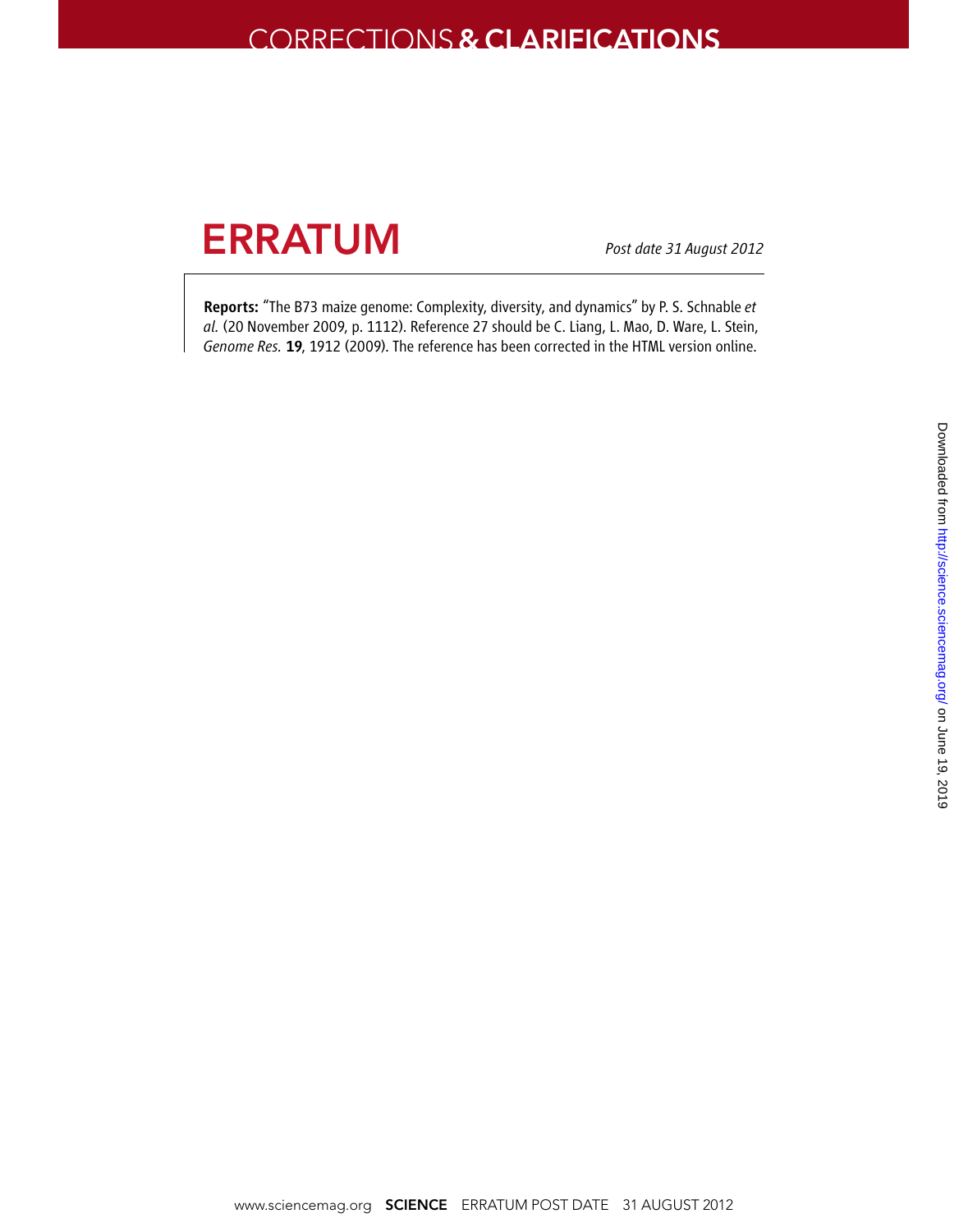# CORRECTIONS & CLARIFICATIONS

## ERRATUM

*Post date 31 August 2012*

**Reports:** "The B73 maize genome: Complexity, diversity, and dynamics" by P. S. Schnable *et al.* (20 November 2009, p. 1112). Reference 27 should be C. Liang, L. Mao, D. Ware, L. Stein, *Genome Res.* **19**, 1912 (2009). The reference has been corrected in the HTML version online.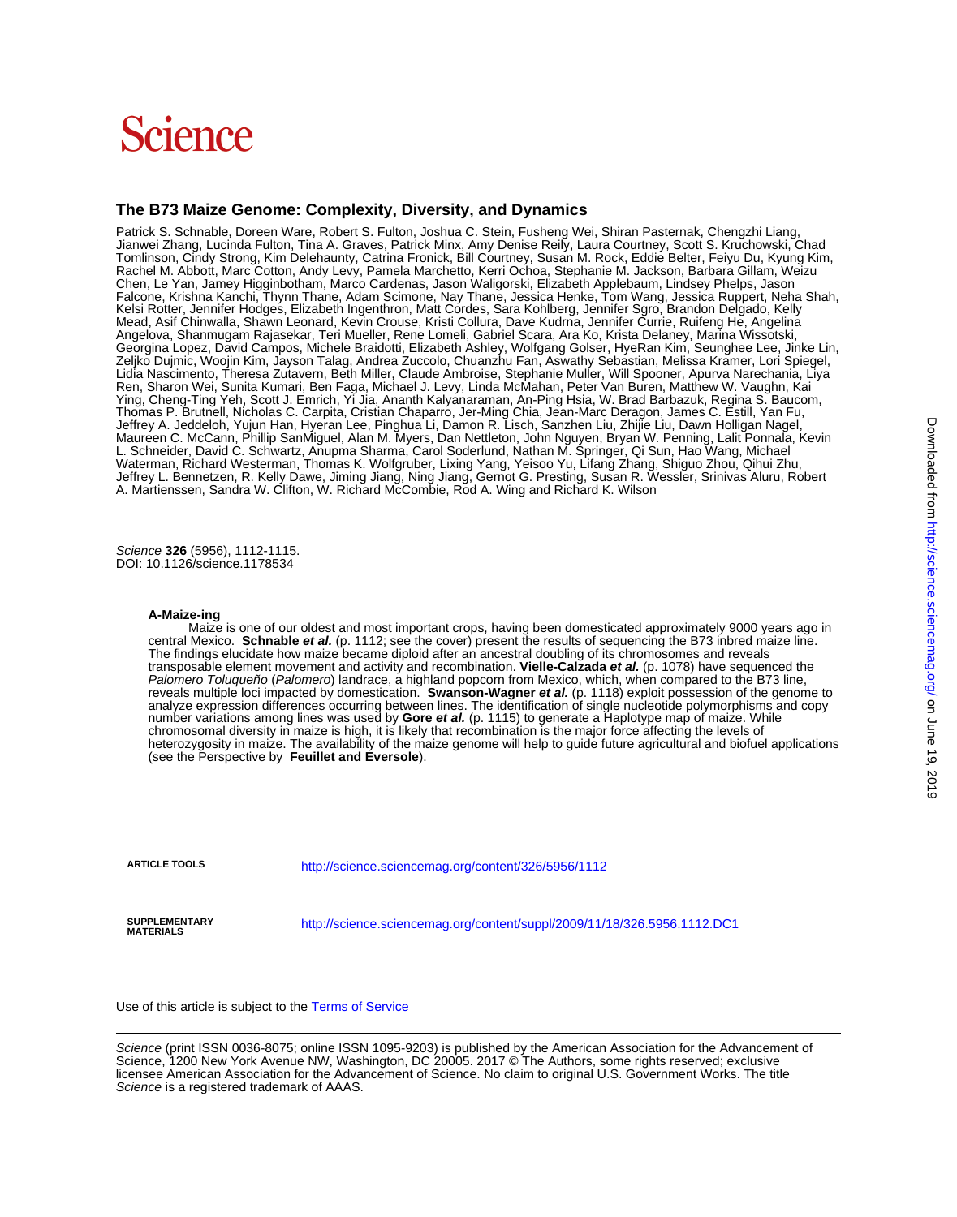# Science

## The B73 Maize Genome: Complexity, Diversity, and Dynamics

Patrick S. Schnable, Doreen Ware, Robert S. Fulton, Joshua C. Stein, Fusheng Wei, Shiran Pasternak, Chengzhi Liang, Jianwei Zhang, Lucinda Fulton, Tina A. Graves, Patrick Minx, Amy Denise Reily, Laura Courtney, Scott S. Kruchowski, Chad Tomlinson, Cindy Strong, Kim Delehaunty, Catrina Fronick, Bill Courtney, Susan M. Rock, Eddie Belter, Feiyu Du, Kyung Kim, Rachel M. Abbott, Marc Cotton, Andy Levy, Pamela Marchetto, Kerri Ochoa, Stephanie M. Jackson, Barbara Gillam, Weizu Chen, Le Yan, Jamey Higginbotham, Marco Cardenas, Jason Waligorski, Elizabeth Applebaum, Lindsey Phelps, Jason Falcone, Krishna Kanchi, Thynn Thane, Adam Scimone, Nay Thane, Jessica Henke, Tom Wang, Jessica Ruppert, Neha Shah, Kelsi Rotter, Jennifer Hodges, Elizabeth Ingenthron, Matt Cordes, Sara Kohlberg, Jennifer Sgro, Brandon Delgado, Kelly Mead, Asif Chinwalla, Shawn Leonard, Kevin Crouse, Kristi Collura, Dave Kudrna, Jennifer Currie, Ruifeng He, Angelina Angelova, Shanmugam Rajasekar, Teri Mueller, Rene Lomeli, Gabriel Scara, Ara Ko, Krista Delaney, Marina Wissotski, Georgina Lopez, David Campos, Michele Braidotti, Elizabeth Ashley, Wolfgang Golser, HyeRan Kim, Seunghee Lee, Jinke Lin, Zeljko Dujmic, Woojin Kim, Jayson Talag, Andrea Zuccolo, Chuanzhu Fan, Aswathy Sebastian, Melissa Kramer, Lori Spiegel, Lidia Nascimento, Theresa Zutavern, Beth Miller, Claude Ambroise, Stephanie Muller, Will Spooner, Apurva Narechania, Liya Ren, Sharon Wei, Sunita Kumari, Ben Faga, Michael J. Levy, Linda McMahan, Peter Van Buren, Matthew W. Vaughn, Kai Ying, Cheng-Ting Yeh, Scott J. Emrich, Yi Jia, Ananth Kalyanaraman, An-Ping Hsia, W. Brad Barbazuk, Regina S. Baucom, Thomas P. Brutnell, Nicholas C. Carpita, Cristian Chaparro, Jer-Ming Chia, Jean-Marc Deragon, James C. Estill, Yan Fu, Jeffrey A. Jeddeloh, Yujun Han, Hyeran Lee, Pinghua Li, Damon R. Lisch, Sanzhen Liu, Zhijie Liu, Dawn Holligan Nagel, Maureen C. McCann, Phillip SanMiguel, Alan M. Myers, Dan Nettleton, John Nguyen, Bryan W. Penning, Lalit Ponnala, Kevin L. Schneider, David C. Schwartz, Anupma Sharma, Carol Soderlund, Nathan M. Springer, Qi Sun, Hao Wang, Michael Waterman, Richard Westerman, Thomas K. Wolfgruber, Lixing Yang, Yeisoo Yu, Lifang Zhang, Shiguo Zhou, Qihui Zhu, Jeffrey L. Bennetzen, R. Kelly Dawe, Jiming Jiang, Ning Jiang, Gernot G. Presting, Susan R. Wessler, Srinivas Aluru, Robert A. Martienssen, Sandra W. Clifton, W. Richard McCombie, Rod A. Wing and Richard K. Wilson

*Science* **326** (5956), 1112-1115.
DOI: 10.1126/science.1178534

**A-Maize-ing**

Maize is one of our oldest and most important crops, having been domesticated approximately 9000 years ago in central Mexico. **Schnable *et al.*** (p. 1112; see the cover) present the results of sequencing the B73 inbred maize line. The findings elucidate how maize became diploid after an ancestral doubling of its chromosomes and reveals transposable element movement and activity and recombination. **Vielle-Calzada *et al.*** (p. 1078) have sequenced the *Palomero Toluqueño* (*Palomero*) landrace, a highland popcorn from Mexico, which, when compared to the B73 line, reveals multiple loci impacted by domestication. **Swanson-Wagner *et al.*** (p. 1118) exploit possession of the genome to analyze expression differences occurring between lines. The identification of single nucleotide polymorphisms and copy number variations among lines was used by **Gore *et al.*** (p. 1115) to generate a Haplotype map of maize. While chromosomal diversity in maize is high, it is likely that recombination is the major force affecting the levels of heterozygosity in maize. The availability of the maize genome will help to guide future agricultural and biofuel applications (see the Perspective by **Feuillet and Eversole**).

| | |
|---|---|
| **ARTICLE TOOLS** | http://science.sciencemag.org/content/326/5956/1112 |
| **SUPPLEMENTARY MATERIALS** | http://science.sciencemag.org/content/suppl/2009/11/18/326.5956.1112.DC1 |

Use of this article is subject to the Terms of Service

*Science* (print ISSN 0036-8075; online ISSN 1095-9203) is published by the American Association for the Advancement of Science, 1200 New York Avenue NW, Washington, DC 20005. 2017 © The Authors, some rights reserved; exclusive licensee American Association for the Advancement of Science. No claim to original U.S. Government Works. The title *Science* is a registered trademark of AAAS.

Downloaded from http://science.sciencemag.org/ on June 19, 2019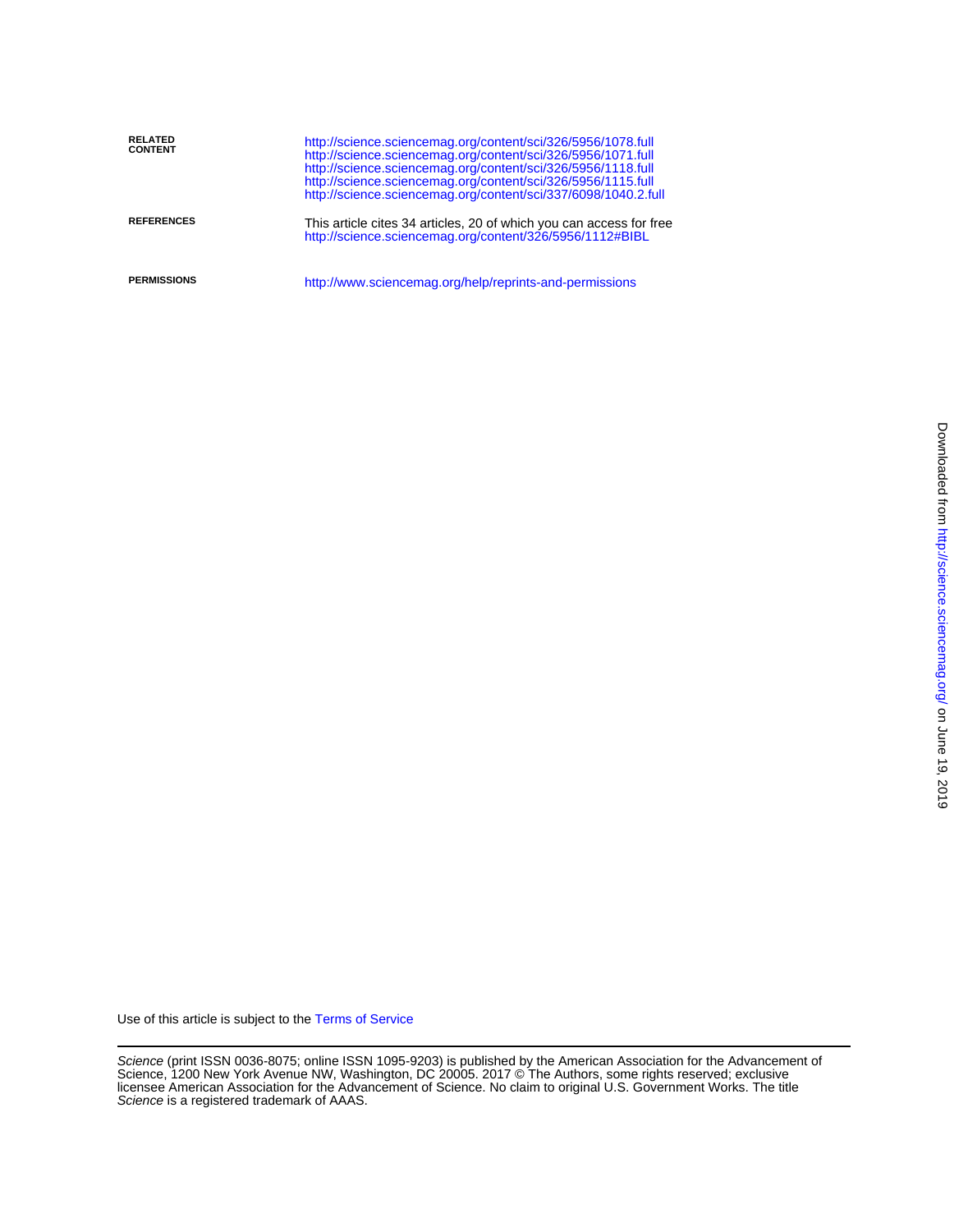**RELATED CONTENT**

http://science.sciencemag.org/content/sci/326/5956/1078.full
http://science.sciencemag.org/content/sci/326/5956/1071.full
http://science.sciencemag.org/content/sci/326/5956/1118.full
http://science.sciencemag.org/content/sci/326/5956/1115.full
http://science.sciencemag.org/content/sci/337/6098/1040.2.full

**REFERENCES**

This article cites 34 articles, 20 of which you can access for free
http://science.sciencemag.org/content/326/5956/1112#BIBL

**PERMISSIONS**

http://www.sciencemag.org/help/reprints-and-permissions

Use of this article is subject to the Terms of Service

*Science* (print ISSN 0036-8075; online ISSN 1095-9203) is published by the American Association for the Advancement of Science, 1200 New York Avenue NW, Washington, DC 20005. 2017 © The Authors, some rights reserved; exclusive licensee American Association for the Advancement of Science. No claim to original U.S. Government Works. The title *Science* is a registered trademark of AAAS.